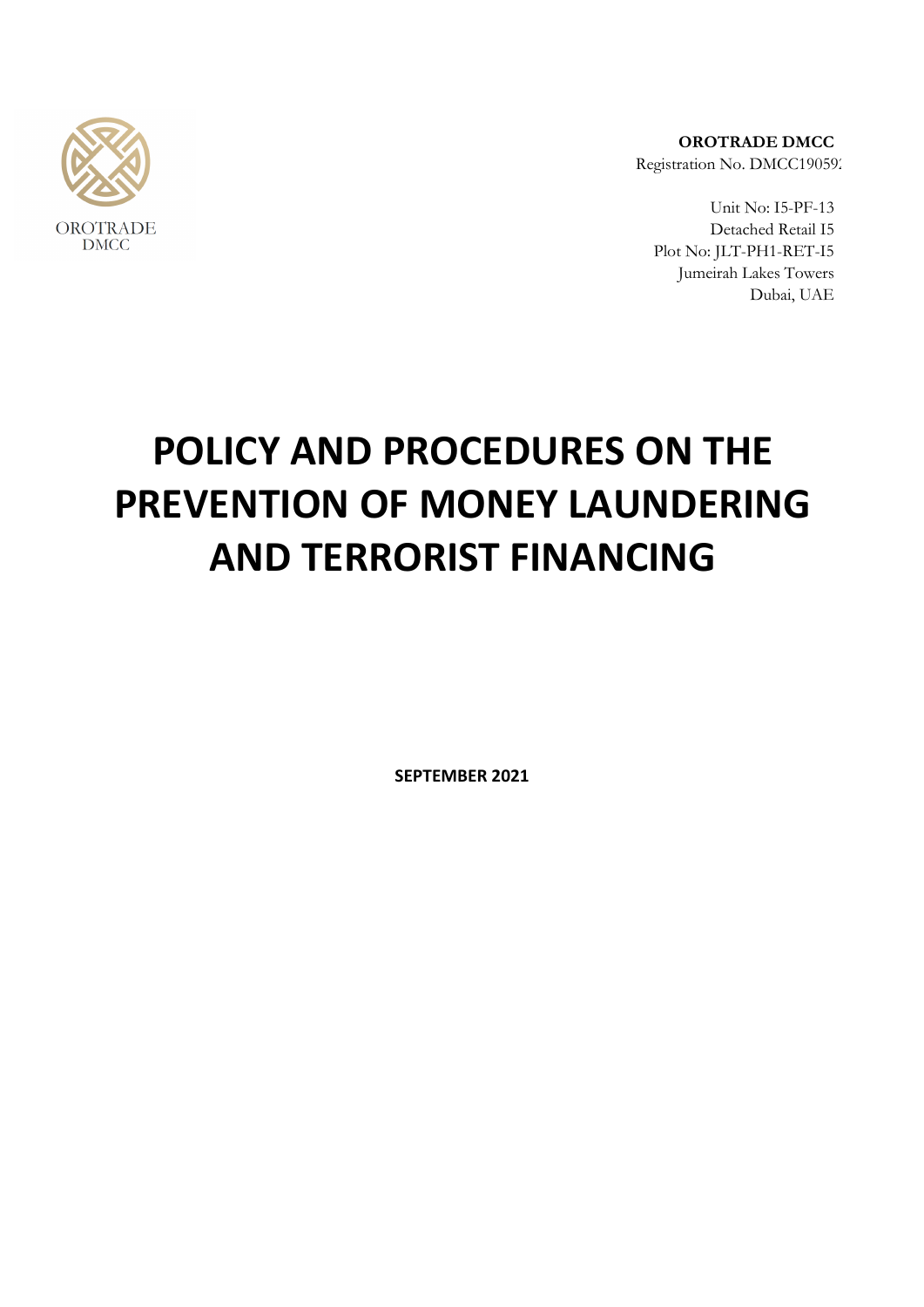OROTRADE DMCC

**OROTRADE DMCC**
Registration No. DMCC19059?

Unit No: I5-PF-13
Detached Retail I5
Plot No: JLT-PH1-RET-I5
Jumeirah Lakes Towers
Dubai, UAE

# POLICY AND PROCEDURES ON THE PREVENTION OF MONEY LAUNDERING AND TERRORIST FINANCING

**SEPTEMBER 2021**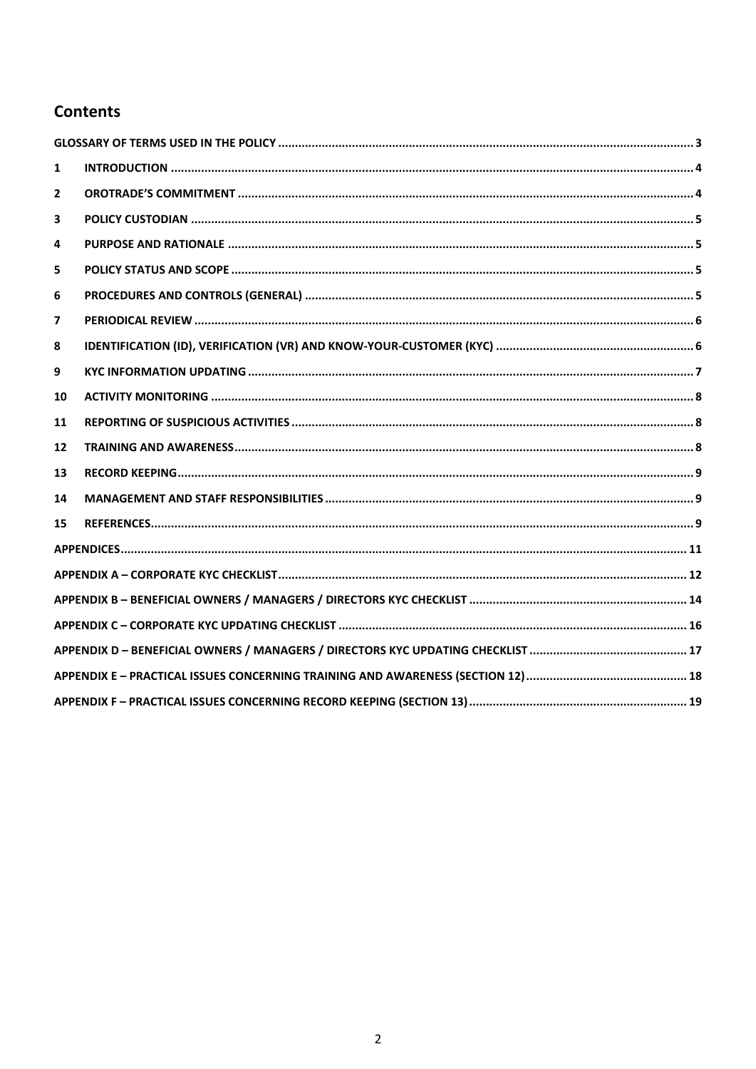## Contents

| | | |
|---|---|---|
| GLOSSARY OF TERMS USED IN THE POLICY | | 3 |
| 1 | INTRODUCTION | 4 |
| 2 | OROTRADE'S COMMITMENT | 4 |
| 3 | POLICY CUSTODIAN | 5 |
| 4 | PURPOSE AND RATIONALE | 5 |
| 5 | POLICY STATUS AND SCOPE | 5 |
| 6 | PROCEDURES AND CONTROLS (GENERAL) | 5 |
| 7 | PERIODICAL REVIEW | 6 |
| 8 | IDENTIFICATION (ID), VERIFICATION (VR) AND KNOW-YOUR-CUSTOMER (KYC) | 6 |
| 9 | KYC INFORMATION UPDATING | 7 |
| 10 | ACTIVITY MONITORING | 8 |
| 11 | REPORTING OF SUSPICIOUS ACTIVITIES | 8 |
| 12 | TRAINING AND AWARENESS | 8 |
| 13 | RECORD KEEPING | 9 |
| 14 | MANAGEMENT AND STAFF RESPONSIBILITIES | 9 |
| 15 | REFERENCES | 9 |
| APPENDICES | | 11 |
| APPENDIX A – CORPORATE KYC CHECKLIST | | 12 |
| APPENDIX B – BENEFICIAL OWNERS / MANAGERS / DIRECTORS KYC CHECKLIST | | 14 |
| APPENDIX C – CORPORATE KYC UPDATING CHECKLIST | | 16 |
| APPENDIX D – BENEFICIAL OWNERS / MANAGERS / DIRECTORS KYC UPDATING CHECKLIST | | 17 |
| APPENDIX E – PRACTICAL ISSUES CONCERNING TRAINING AND AWARENESS (SECTION 12) | | 18 |
| APPENDIX F – PRACTICAL ISSUES CONCERNING RECORD KEEPING (SECTION 13) | | 19 |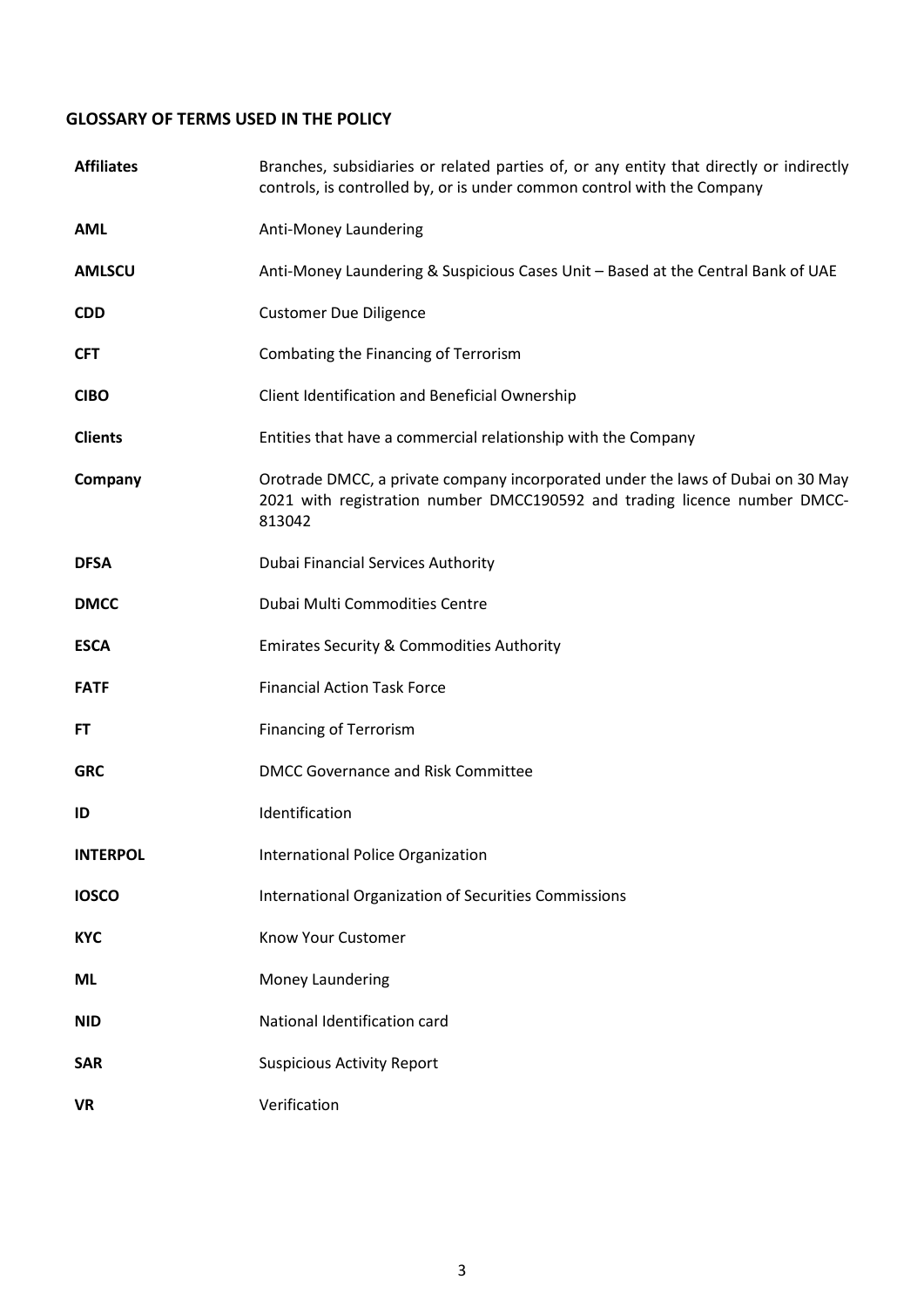## GLOSSARY OF TERMS USED IN THE POLICY

| | |
|---|---|
| **Affiliates** | Branches, subsidiaries or related parties of, or any entity that directly or indirectly controls, is controlled by, or is under common control with the Company |
| **AML** | Anti-Money Laundering |
| **AMLSCU** | Anti-Money Laundering & Suspicious Cases Unit – Based at the Central Bank of UAE |
| **CDD** | Customer Due Diligence |
| **CFT** | Combating the Financing of Terrorism |
| **CIBO** | Client Identification and Beneficial Ownership |
| **Clients** | Entities that have a commercial relationship with the Company |
| **Company** | Orotrade DMCC, a private company incorporated under the laws of Dubai on 30 May 2021 with registration number DMCC190592 and trading licence number DMCC-813042 |
| **DFSA** | Dubai Financial Services Authority |
| **DMCC** | Dubai Multi Commodities Centre |
| **ESCA** | Emirates Security & Commodities Authority |
| **FATF** | Financial Action Task Force |
| **FT** | Financing of Terrorism |
| **GRC** | DMCC Governance and Risk Committee |
| **ID** | Identification |
| **INTERPOL** | International Police Organization |
| **IOSCO** | International Organization of Securities Commissions |
| **KYC** | Know Your Customer |
| **ML** | Money Laundering |
| **NID** | National Identification card |
| **SAR** | Suspicious Activity Report |
| **VR** | Verification |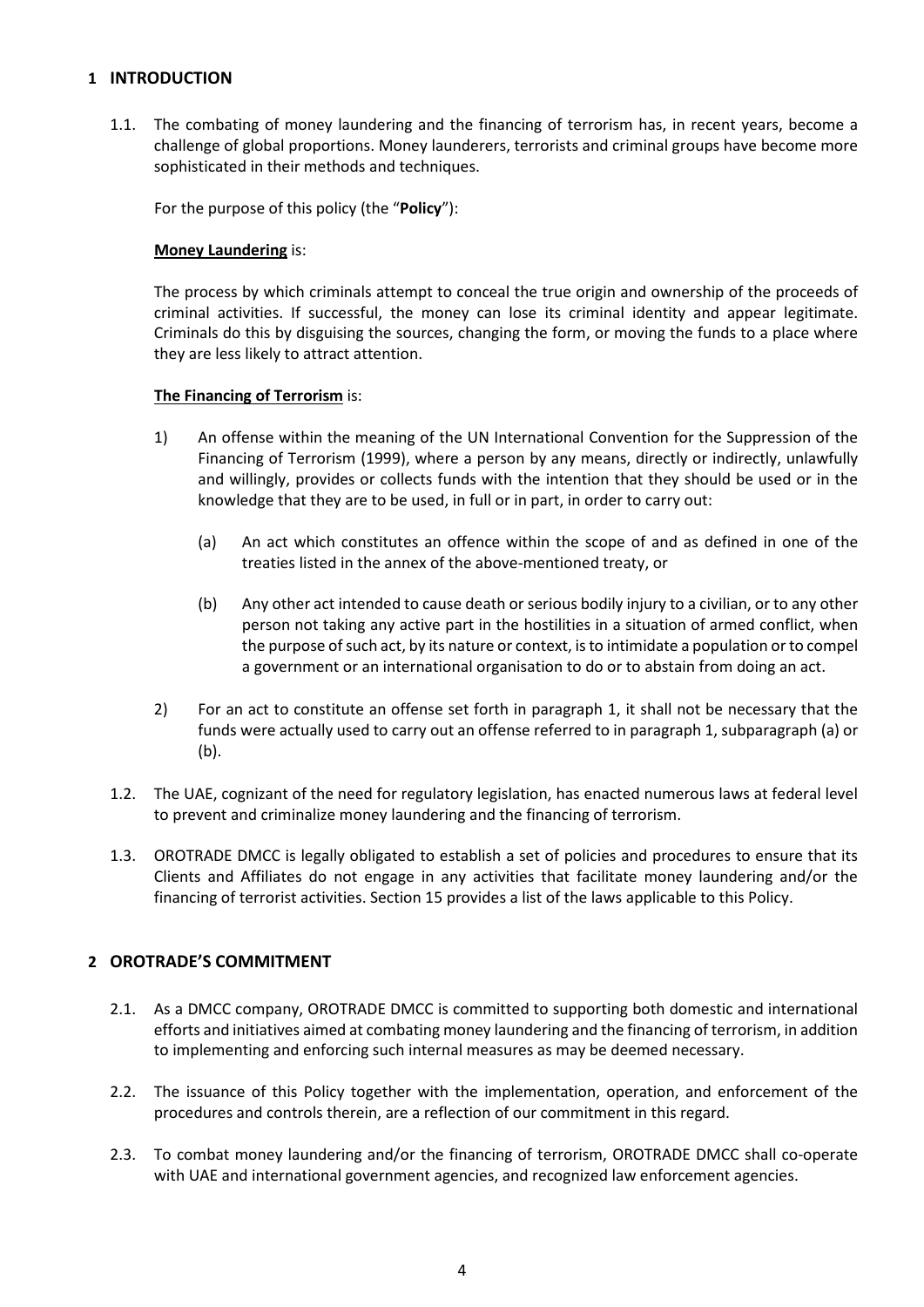## 1 INTRODUCTION

1.1. The combating of money laundering and the financing of terrorism has, in recent years, become a challenge of global proportions. Money launderers, terrorists and criminal groups have become more sophisticated in their methods and techniques.

For the purpose of this policy (the "**Policy**"):

**Money Laundering** is:

The process by which criminals attempt to conceal the true origin and ownership of the proceeds of criminal activities. If successful, the money can lose its criminal identity and appear legitimate. Criminals do this by disguising the sources, changing the form, or moving the funds to a place where they are less likely to attract attention.

**The Financing of Terrorism** is:

1) An offense within the meaning of the UN International Convention for the Suppression of the Financing of Terrorism (1999), where a person by any means, directly or indirectly, unlawfully and willingly, provides or collects funds with the intention that they should be used or in the knowledge that they are to be used, in full or in part, in order to carry out:

   (a) An act which constitutes an offence within the scope of and as defined in one of the treaties listed in the annex of the above-mentioned treaty, or

   (b) Any other act intended to cause death or serious bodily injury to a civilian, or to any other person not taking any active part in the hostilities in a situation of armed conflict, when the purpose of such act, by its nature or context, is to intimidate a population or to compel a government or an international organisation to do or to abstain from doing an act.

2) For an act to constitute an offense set forth in paragraph 1, it shall not be necessary that the funds were actually used to carry out an offense referred to in paragraph 1, subparagraph (a) or (b).

1.2. The UAE, cognizant of the need for regulatory legislation, has enacted numerous laws at federal level to prevent and criminalize money laundering and the financing of terrorism.

1.3. OROTRADE DMCC is legally obligated to establish a set of policies and procedures to ensure that its Clients and Affiliates do not engage in any activities that facilitate money laundering and/or the financing of terrorist activities. Section 15 provides a list of the laws applicable to this Policy.

## 2 OROTRADE'S COMMITMENT

2.1. As a DMCC company, OROTRADE DMCC is committed to supporting both domestic and international efforts and initiatives aimed at combating money laundering and the financing of terrorism, in addition to implementing and enforcing such internal measures as may be deemed necessary.

2.2. The issuance of this Policy together with the implementation, operation, and enforcement of the procedures and controls therein, are a reflection of our commitment in this regard.

2.3. To combat money laundering and/or the financing of terrorism, OROTRADE DMCC shall co-operate with UAE and international government agencies, and recognized law enforcement agencies.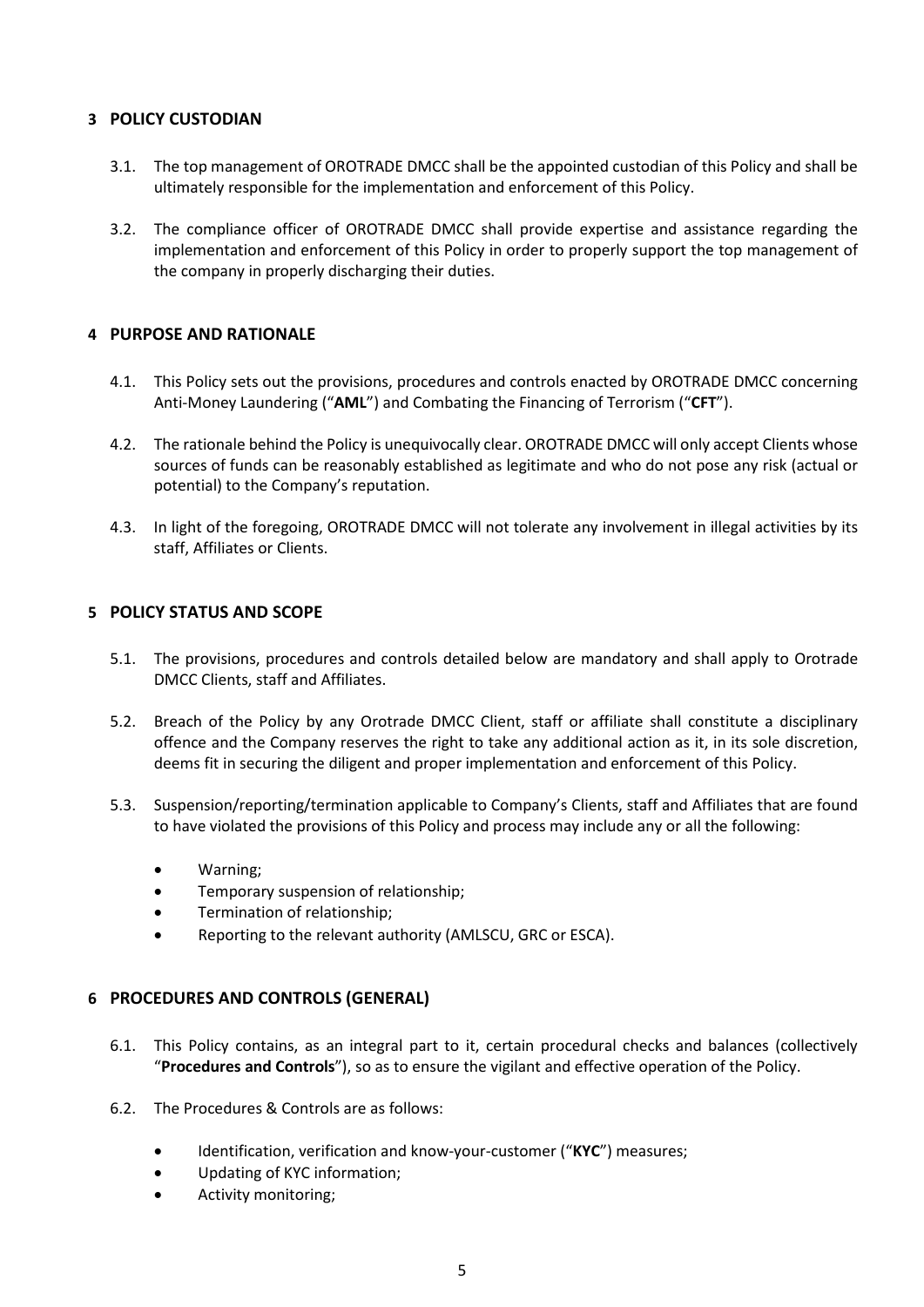## 3 POLICY CUSTODIAN

3.1. The top management of OROTRADE DMCC shall be the appointed custodian of this Policy and shall be ultimately responsible for the implementation and enforcement of this Policy.

3.2. The compliance officer of OROTRADE DMCC shall provide expertise and assistance regarding the implementation and enforcement of this Policy in order to properly support the top management of the company in properly discharging their duties.

## 4 PURPOSE AND RATIONALE

4.1. This Policy sets out the provisions, procedures and controls enacted by OROTRADE DMCC concerning Anti-Money Laundering ("**AML**") and Combating the Financing of Terrorism ("**CFT**").

4.2. The rationale behind the Policy is unequivocally clear. OROTRADE DMCC will only accept Clients whose sources of funds can be reasonably established as legitimate and who do not pose any risk (actual or potential) to the Company's reputation.

4.3. In light of the foregoing, OROTRADE DMCC will not tolerate any involvement in illegal activities by its staff, Affiliates or Clients.

## 5 POLICY STATUS AND SCOPE

5.1. The provisions, procedures and controls detailed below are mandatory and shall apply to Orotrade DMCC Clients, staff and Affiliates.

5.2. Breach of the Policy by any Orotrade DMCC Client, staff or affiliate shall constitute a disciplinary offence and the Company reserves the right to take any additional action as it, in its sole discretion, deems fit in securing the diligent and proper implementation and enforcement of this Policy.

5.3. Suspension/reporting/termination applicable to Company's Clients, staff and Affiliates that are found to have violated the provisions of this Policy and process may include any or all the following:

- Warning;
- Temporary suspension of relationship;
- Termination of relationship;
- Reporting to the relevant authority (AMLSCU, GRC or ESCA).

## 6 PROCEDURES AND CONTROLS (GENERAL)

6.1. This Policy contains, as an integral part to it, certain procedural checks and balances (collectively "**Procedures and Controls**"), so as to ensure the vigilant and effective operation of the Policy.

6.2. The Procedures & Controls are as follows:

- Identification, verification and know-your-customer ("**KYC**") measures;
- Updating of KYC information;
- Activity monitoring;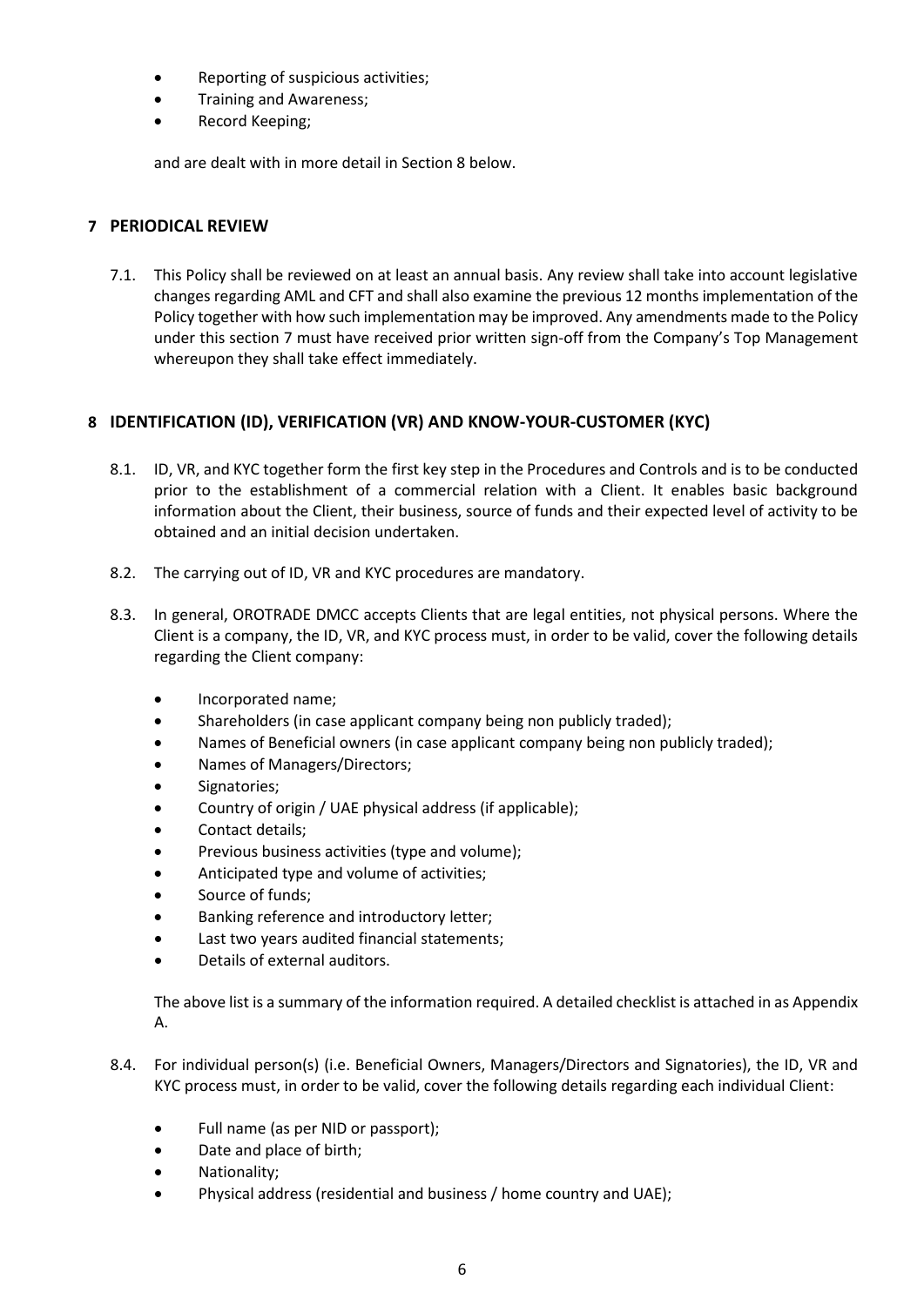- Reporting of suspicious activities;
- Training and Awareness;
- Record Keeping;

and are dealt with in more detail in Section 8 below.

## 7 PERIODICAL REVIEW

7.1. This Policy shall be reviewed on at least an annual basis. Any review shall take into account legislative changes regarding AML and CFT and shall also examine the previous 12 months implementation of the Policy together with how such implementation may be improved. Any amendments made to the Policy under this section 7 must have received prior written sign-off from the Company's Top Management whereupon they shall take effect immediately.

## 8 IDENTIFICATION (ID), VERIFICATION (VR) AND KNOW-YOUR-CUSTOMER (KYC)

8.1. ID, VR, and KYC together form the first key step in the Procedures and Controls and is to be conducted prior to the establishment of a commercial relation with a Client. It enables basic background information about the Client, their business, source of funds and their expected level of activity to be obtained and an initial decision undertaken.

8.2. The carrying out of ID, VR and KYC procedures are mandatory.

8.3. In general, OROTRADE DMCC accepts Clients that are legal entities, not physical persons. Where the Client is a company, the ID, VR, and KYC process must, in order to be valid, cover the following details regarding the Client company:

- Incorporated name;
- Shareholders (in case applicant company being non publicly traded);
- Names of Beneficial owners (in case applicant company being non publicly traded);
- Names of Managers/Directors;
- Signatories;
- Country of origin / UAE physical address (if applicable);
- Contact details;
- Previous business activities (type and volume);
- Anticipated type and volume of activities;
- Source of funds;
- Banking reference and introductory letter;
- Last two years audited financial statements;
- Details of external auditors.

The above list is a summary of the information required. A detailed checklist is attached in as Appendix A.

8.4. For individual person(s) (i.e. Beneficial Owners, Managers/Directors and Signatories), the ID, VR and KYC process must, in order to be valid, cover the following details regarding each individual Client:

- Full name (as per NID or passport);
- Date and place of birth;
- Nationality;
- Physical address (residential and business / home country and UAE);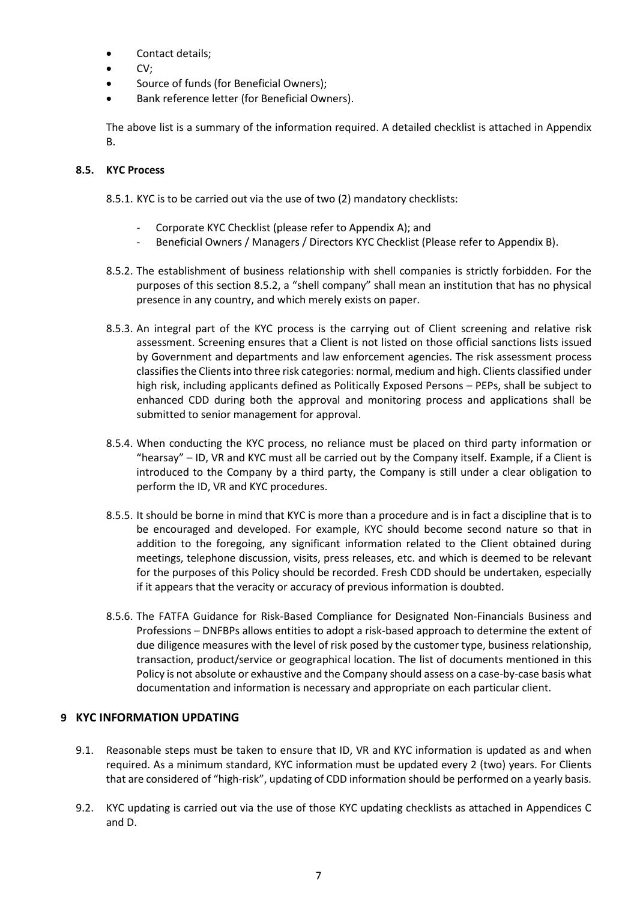- Contact details;
- CV;
- Source of funds (for Beneficial Owners);
- Bank reference letter (for Beneficial Owners).

The above list is a summary of the information required. A detailed checklist is attached in Appendix B.

### 8.5. KYC Process

8.5.1. KYC is to be carried out via the use of two (2) mandatory checklists:

- Corporate KYC Checklist (please refer to Appendix A); and
- Beneficial Owners / Managers / Directors KYC Checklist (Please refer to Appendix B).

8.5.2. The establishment of business relationship with shell companies is strictly forbidden. For the purposes of this section 8.5.2, a "shell company" shall mean an institution that has no physical presence in any country, and which merely exists on paper.

8.5.3. An integral part of the KYC process is the carrying out of Client screening and relative risk assessment. Screening ensures that a Client is not listed on those official sanctions lists issued by Government and departments and law enforcement agencies. The risk assessment process classifies the Clients into three risk categories: normal, medium and high. Clients classified under high risk, including applicants defined as Politically Exposed Persons – PEPs, shall be subject to enhanced CDD during both the approval and monitoring process and applications shall be submitted to senior management for approval.

8.5.4. When conducting the KYC process, no reliance must be placed on third party information or "hearsay" – ID, VR and KYC must all be carried out by the Company itself. Example, if a Client is introduced to the Company by a third party, the Company is still under a clear obligation to perform the ID, VR and KYC procedures.

8.5.5. It should be borne in mind that KYC is more than a procedure and is in fact a discipline that is to be encouraged and developed. For example, KYC should become second nature so that in addition to the foregoing, any significant information related to the Client obtained during meetings, telephone discussion, visits, press releases, etc. and which is deemed to be relevant for the purposes of this Policy should be recorded. Fresh CDD should be undertaken, especially if it appears that the veracity or accuracy of previous information is doubted.

8.5.6. The FATFA Guidance for Risk-Based Compliance for Designated Non-Financials Business and Professions – DNFBPs allows entities to adopt a risk-based approach to determine the extent of due diligence measures with the level of risk posed by the customer type, business relationship, transaction, product/service or geographical location. The list of documents mentioned in this Policy is not absolute or exhaustive and the Company should assess on a case-by-case basis what documentation and information is necessary and appropriate on each particular client.

## 9 KYC INFORMATION UPDATING

9.1. Reasonable steps must be taken to ensure that ID, VR and KYC information is updated as and when required. As a minimum standard, KYC information must be updated every 2 (two) years. For Clients that are considered of "high-risk", updating of CDD information should be performed on a yearly basis.

9.2. KYC updating is carried out via the use of those KYC updating checklists as attached in Appendices C and D.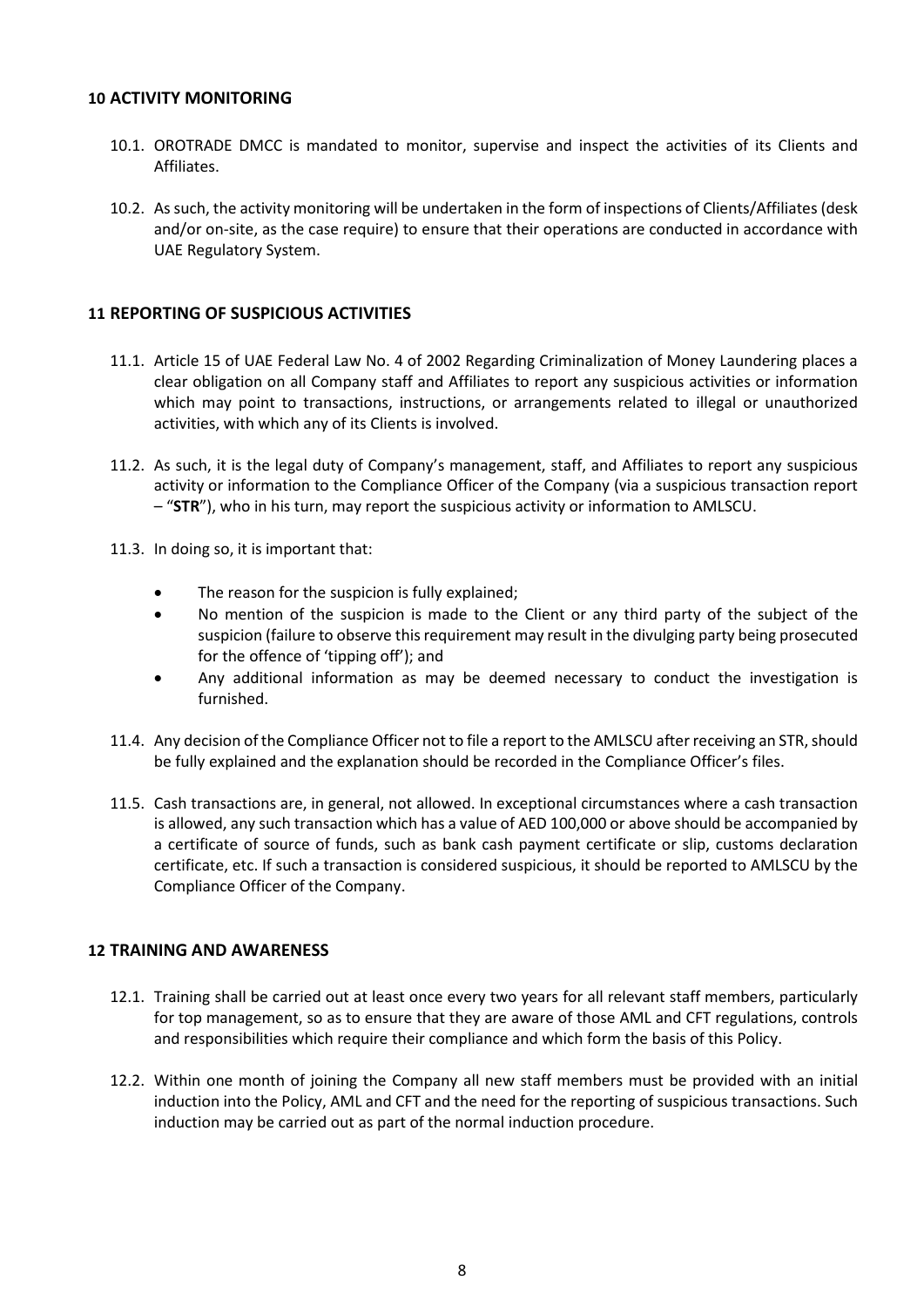## 10 ACTIVITY MONITORING

10.1. OROTRADE DMCC is mandated to monitor, supervise and inspect the activities of its Clients and Affiliates.

10.2. As such, the activity monitoring will be undertaken in the form of inspections of Clients/Affiliates (desk and/or on-site, as the case require) to ensure that their operations are conducted in accordance with UAE Regulatory System.

## 11 REPORTING OF SUSPICIOUS ACTIVITIES

11.1. Article 15 of UAE Federal Law No. 4 of 2002 Regarding Criminalization of Money Laundering places a clear obligation on all Company staff and Affiliates to report any suspicious activities or information which may point to transactions, instructions, or arrangements related to illegal or unauthorized activities, with which any of its Clients is involved.

11.2. As such, it is the legal duty of Company's management, staff, and Affiliates to report any suspicious activity or information to the Compliance Officer of the Company (via a suspicious transaction report – "**STR**"), who in his turn, may report the suspicious activity or information to AMLSCU.

11.3. In doing so, it is important that:

- The reason for the suspicion is fully explained;
- No mention of the suspicion is made to the Client or any third party of the subject of the suspicion (failure to observe this requirement may result in the divulging party being prosecuted for the offence of 'tipping off'); and
- Any additional information as may be deemed necessary to conduct the investigation is furnished.

11.4. Any decision of the Compliance Officer not to file a report to the AMLSCU after receiving an STR, should be fully explained and the explanation should be recorded in the Compliance Officer's files.

11.5. Cash transactions are, in general, not allowed. In exceptional circumstances where a cash transaction is allowed, any such transaction which has a value of AED 100,000 or above should be accompanied by a certificate of source of funds, such as bank cash payment certificate or slip, customs declaration certificate, etc. If such a transaction is considered suspicious, it should be reported to AMLSCU by the Compliance Officer of the Company.

## 12 TRAINING AND AWARENESS

12.1. Training shall be carried out at least once every two years for all relevant staff members, particularly for top management, so as to ensure that they are aware of those AML and CFT regulations, controls and responsibilities which require their compliance and which form the basis of this Policy.

12.2. Within one month of joining the Company all new staff members must be provided with an initial induction into the Policy, AML and CFT and the need for the reporting of suspicious transactions. Such induction may be carried out as part of the normal induction procedure.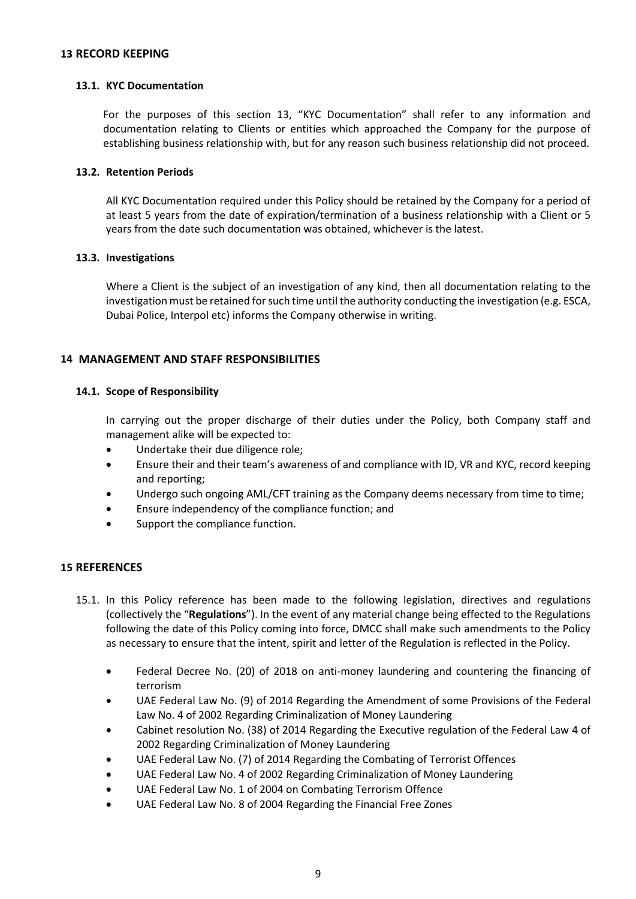## 13 RECORD KEEPING

### 13.1. KYC Documentation

For the purposes of this section 13, "KYC Documentation" shall refer to any information and documentation relating to Clients or entities which approached the Company for the purpose of establishing business relationship with, but for any reason such business relationship did not proceed.

### 13.2. Retention Periods

All KYC Documentation required under this Policy should be retained by the Company for a period of at least 5 years from the date of expiration/termination of a business relationship with a Client or 5 years from the date such documentation was obtained, whichever is the latest.

### 13.3. Investigations

Where a Client is the subject of an investigation of any kind, then all documentation relating to the investigation must be retained for such time until the authority conducting the investigation (e.g. ESCA, Dubai Police, Interpol etc) informs the Company otherwise in writing.

## 14 MANAGEMENT AND STAFF RESPONSIBILITIES

### 14.1. Scope of Responsibility

In carrying out the proper discharge of their duties under the Policy, both Company staff and management alike will be expected to:

- Undertake their due diligence role;
- Ensure their and their team's awareness of and compliance with ID, VR and KYC, record keeping and reporting;
- Undergo such ongoing AML/CFT training as the Company deems necessary from time to time;
- Ensure independency of the compliance function; and
- Support the compliance function.

## 15 REFERENCES

15.1. In this Policy reference has been made to the following legislation, directives and regulations (collectively the "**Regulations**"). In the event of any material change being effected to the Regulations following the date of this Policy coming into force, DMCC shall make such amendments to the Policy as necessary to ensure that the intent, spirit and letter of the Regulation is reflected in the Policy.

- Federal Decree No. (20) of 2018 on anti-money laundering and countering the financing of terrorism
- UAE Federal Law No. (9) of 2014 Regarding the Amendment of some Provisions of the Federal Law No. 4 of 2002 Regarding Criminalization of Money Laundering
- Cabinet resolution No. (38) of 2014 Regarding the Executive regulation of the Federal Law 4 of 2002 Regarding Criminalization of Money Laundering
- UAE Federal Law No. (7) of 2014 Regarding the Combating of Terrorist Offences
- UAE Federal Law No. 4 of 2002 Regarding Criminalization of Money Laundering
- UAE Federal Law No. 1 of 2004 on Combating Terrorism Offence
- UAE Federal Law No. 8 of 2004 Regarding the Financial Free Zones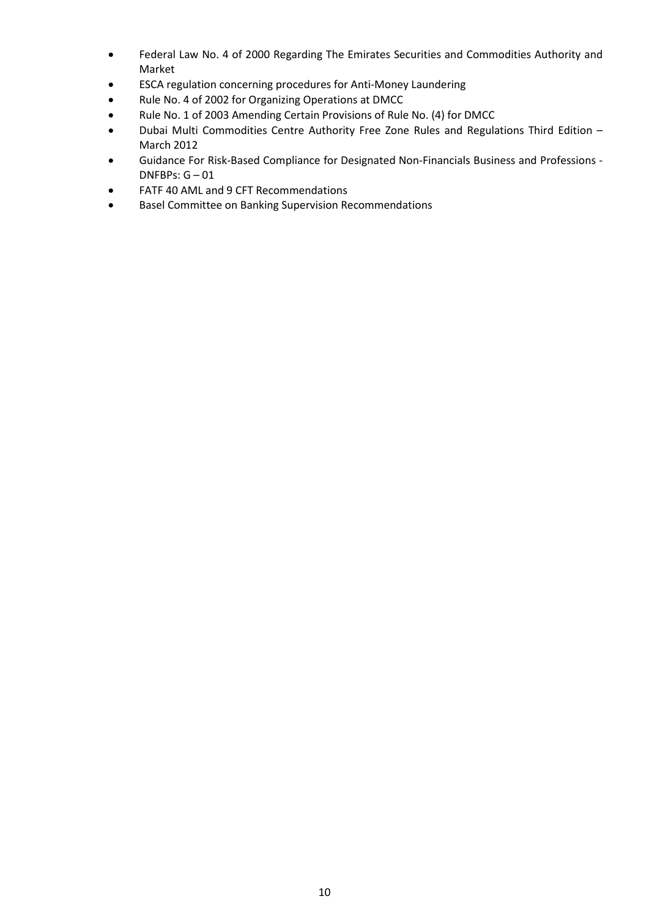- Federal Law No. 4 of 2000 Regarding The Emirates Securities and Commodities Authority and Market
- ESCA regulation concerning procedures for Anti-Money Laundering
- Rule No. 4 of 2002 for Organizing Operations at DMCC
- Rule No. 1 of 2003 Amending Certain Provisions of Rule No. (4) for DMCC
- Dubai Multi Commodities Centre Authority Free Zone Rules and Regulations Third Edition – March 2012
- Guidance For Risk-Based Compliance for Designated Non-Financials Business and Professions - DNFBPs: G – 01
- FATF 40 AML and 9 CFT Recommendations
- Basel Committee on Banking Supervision Recommendations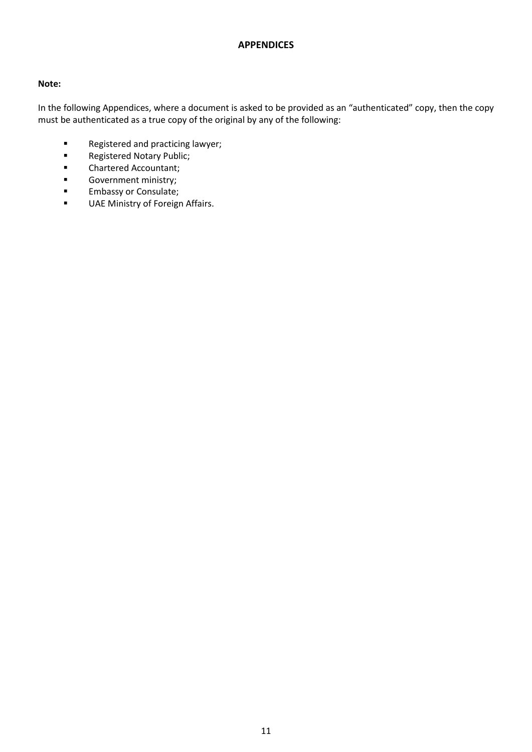# APPENDICES

**Note:**

In the following Appendices, where a document is asked to be provided as an "authenticated" copy, then the copy must be authenticated as a true copy of the original by any of the following:

- Registered and practicing lawyer;
- Registered Notary Public;
- Chartered Accountant;
- Government ministry;
- Embassy or Consulate;
- UAE Ministry of Foreign Affairs.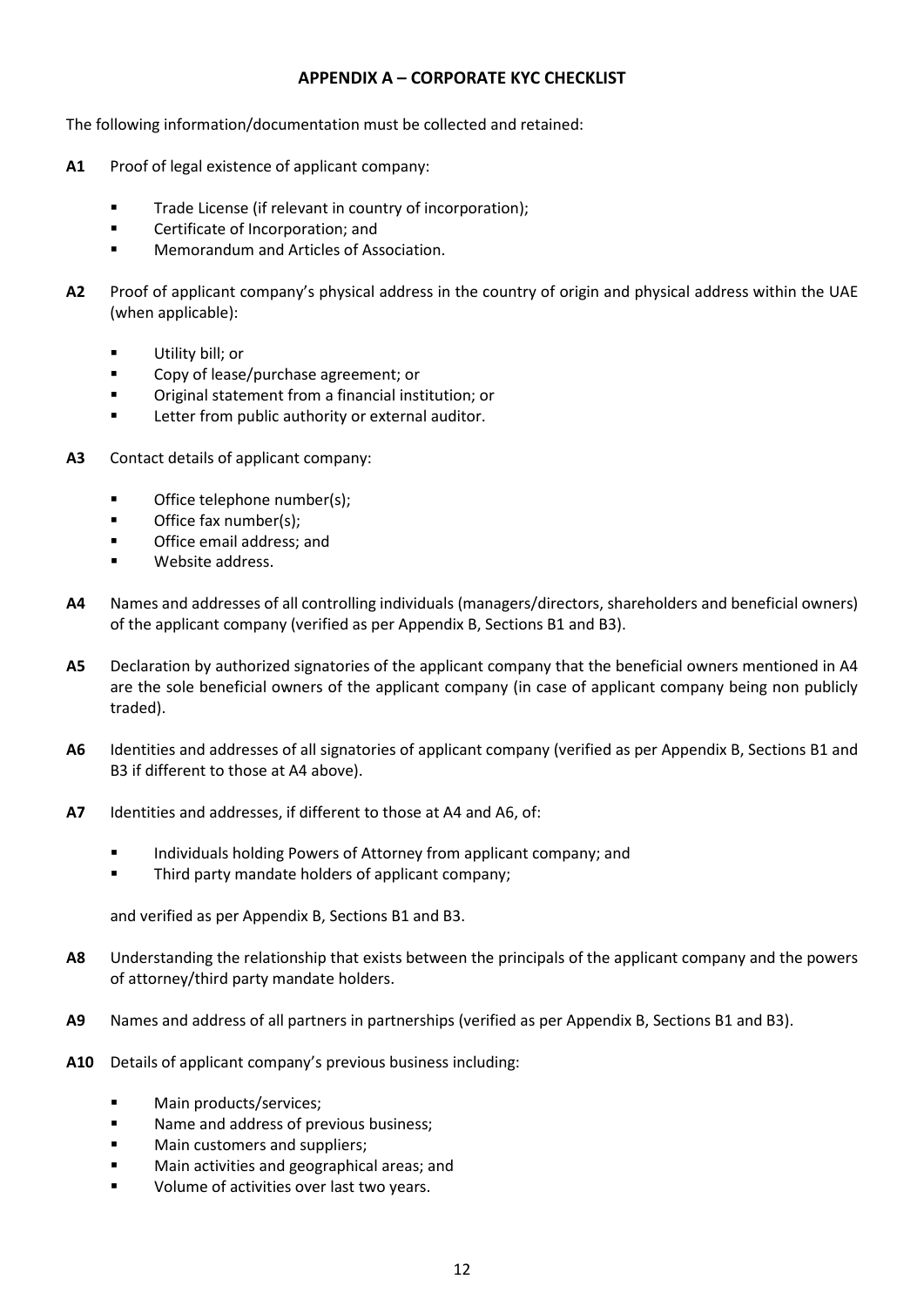## APPENDIX A – CORPORATE KYC CHECKLIST

The following information/documentation must be collected and retained:

**A1** Proof of legal existence of applicant company:

- Trade License (if relevant in country of incorporation);
- Certificate of Incorporation; and
- Memorandum and Articles of Association.

**A2** Proof of applicant company's physical address in the country of origin and physical address within the UAE (when applicable):

- Utility bill; or
- Copy of lease/purchase agreement; or
- Original statement from a financial institution; or
- Letter from public authority or external auditor.

**A3** Contact details of applicant company:

- Office telephone number(s);
- Office fax number(s);
- Office email address; and
- Website address.

**A4** Names and addresses of all controlling individuals (managers/directors, shareholders and beneficial owners) of the applicant company (verified as per Appendix B, Sections B1 and B3).

**A5** Declaration by authorized signatories of the applicant company that the beneficial owners mentioned in A4 are the sole beneficial owners of the applicant company (in case of applicant company being non publicly traded).

**A6** Identities and addresses of all signatories of applicant company (verified as per Appendix B, Sections B1 and B3 if different to those at A4 above).

**A7** Identities and addresses, if different to those at A4 and A6, of:

- Individuals holding Powers of Attorney from applicant company; and
- Third party mandate holders of applicant company;

and verified as per Appendix B, Sections B1 and B3.

**A8** Understanding the relationship that exists between the principals of the applicant company and the powers of attorney/third party mandate holders.

**A9** Names and address of all partners in partnerships (verified as per Appendix B, Sections B1 and B3).

**A10** Details of applicant company's previous business including:

- Main products/services;
- Name and address of previous business;
- Main customers and suppliers;
- Main activities and geographical areas; and
- Volume of activities over last two years.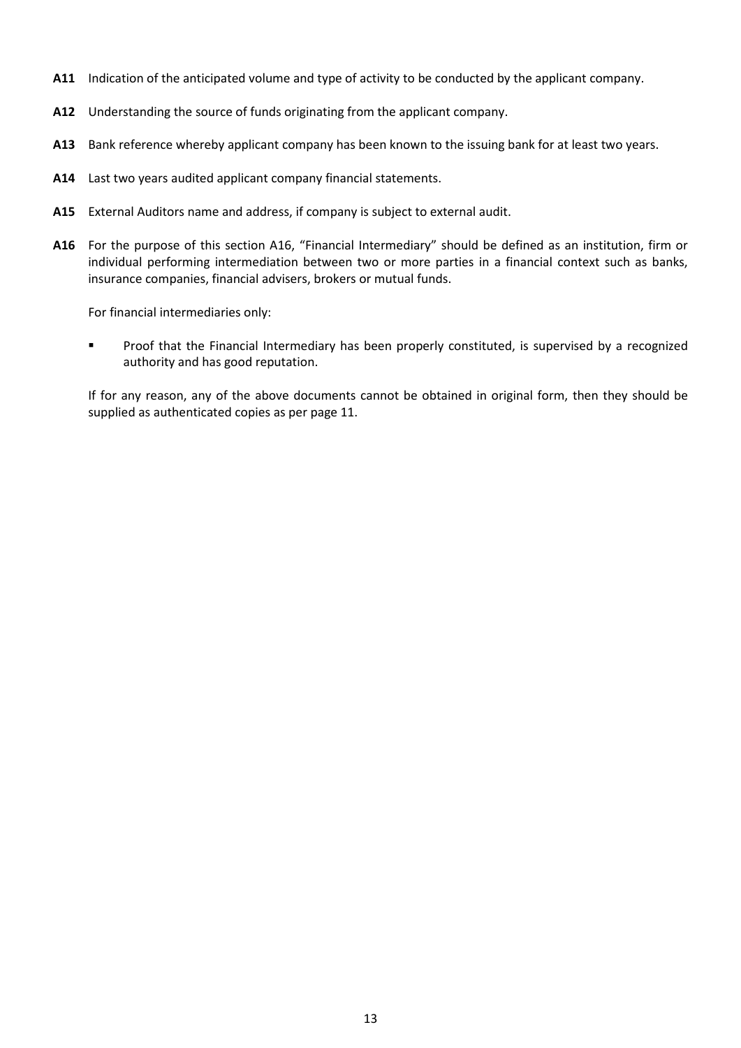**A11** Indication of the anticipated volume and type of activity to be conducted by the applicant company.

**A12** Understanding the source of funds originating from the applicant company.

**A13** Bank reference whereby applicant company has been known to the issuing bank for at least two years.

**A14** Last two years audited applicant company financial statements.

**A15** External Auditors name and address, if company is subject to external audit.

**A16** For the purpose of this section A16, "Financial Intermediary" should be defined as an institution, firm or individual performing intermediation between two or more parties in a financial context such as banks, insurance companies, financial advisers, brokers or mutual funds.

For financial intermediaries only:

- Proof that the Financial Intermediary has been properly constituted, is supervised by a recognized authority and has good reputation.

If for any reason, any of the above documents cannot be obtained in original form, then they should be supplied as authenticated copies as per page 11.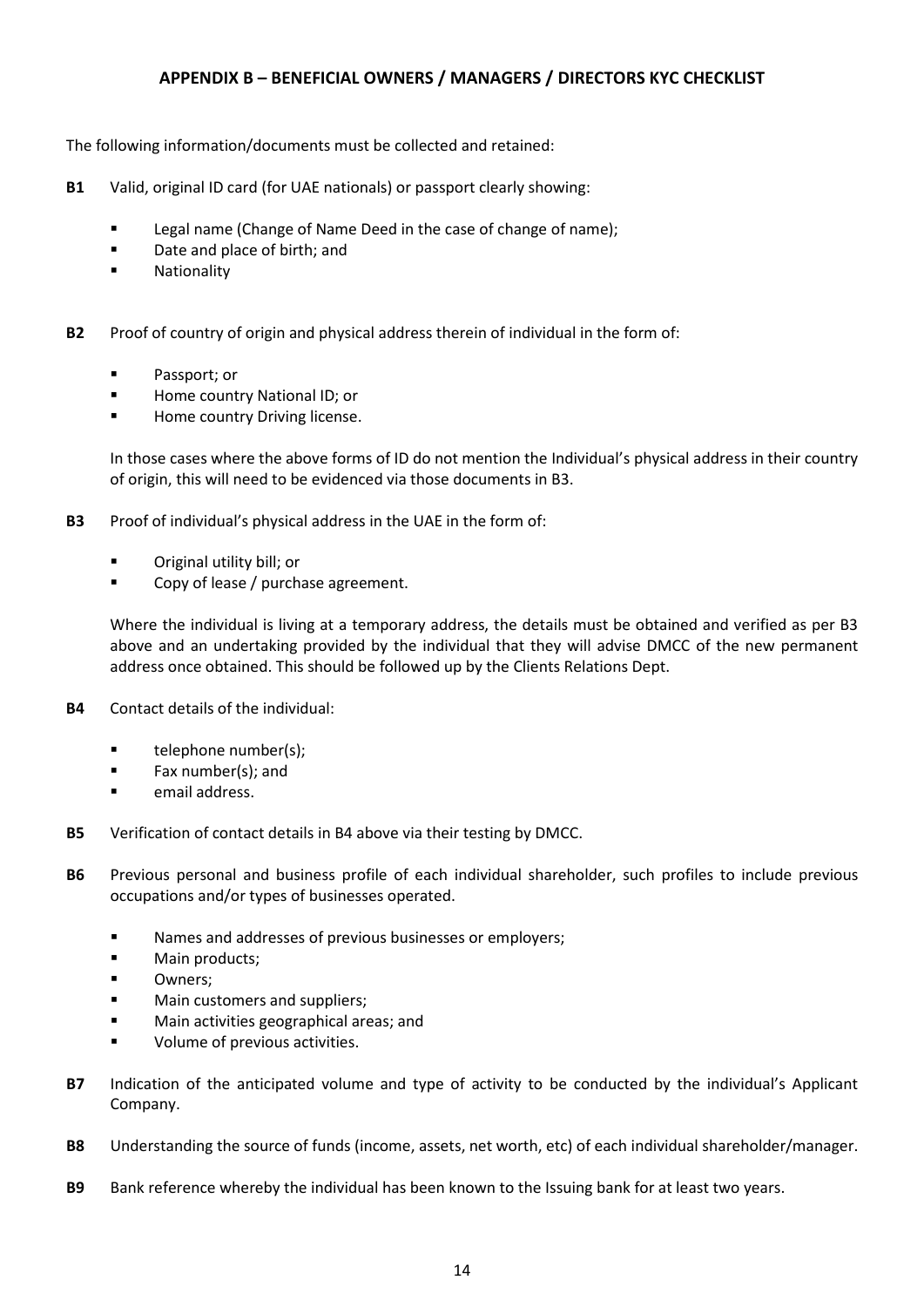## APPENDIX B – BENEFICIAL OWNERS / MANAGERS / DIRECTORS KYC CHECKLIST

The following information/documents must be collected and retained:

**B1** Valid, original ID card (for UAE nationals) or passport clearly showing:

- Legal name (Change of Name Deed in the case of change of name);
- Date and place of birth; and
- Nationality

**B2** Proof of country of origin and physical address therein of individual in the form of:

- Passport; or
- Home country National ID; or
- Home country Driving license.

In those cases where the above forms of ID do not mention the Individual's physical address in their country of origin, this will need to be evidenced via those documents in B3.

**B3** Proof of individual's physical address in the UAE in the form of:

- Original utility bill; or
- Copy of lease / purchase agreement.

Where the individual is living at a temporary address, the details must be obtained and verified as per B3 above and an undertaking provided by the individual that they will advise DMCC of the new permanent address once obtained. This should be followed up by the Clients Relations Dept.

**B4** Contact details of the individual:

- telephone number(s);
- Fax number(s); and
- email address.

**B5** Verification of contact details in B4 above via their testing by DMCC.

**B6** Previous personal and business profile of each individual shareholder, such profiles to include previous occupations and/or types of businesses operated.

- Names and addresses of previous businesses or employers;
- Main products;
- Owners;
- Main customers and suppliers;
- Main activities geographical areas; and
- Volume of previous activities.

**B7** Indication of the anticipated volume and type of activity to be conducted by the individual's Applicant Company.

**B8** Understanding the source of funds (income, assets, net worth, etc) of each individual shareholder/manager.

**B9** Bank reference whereby the individual has been known to the Issuing bank for at least two years.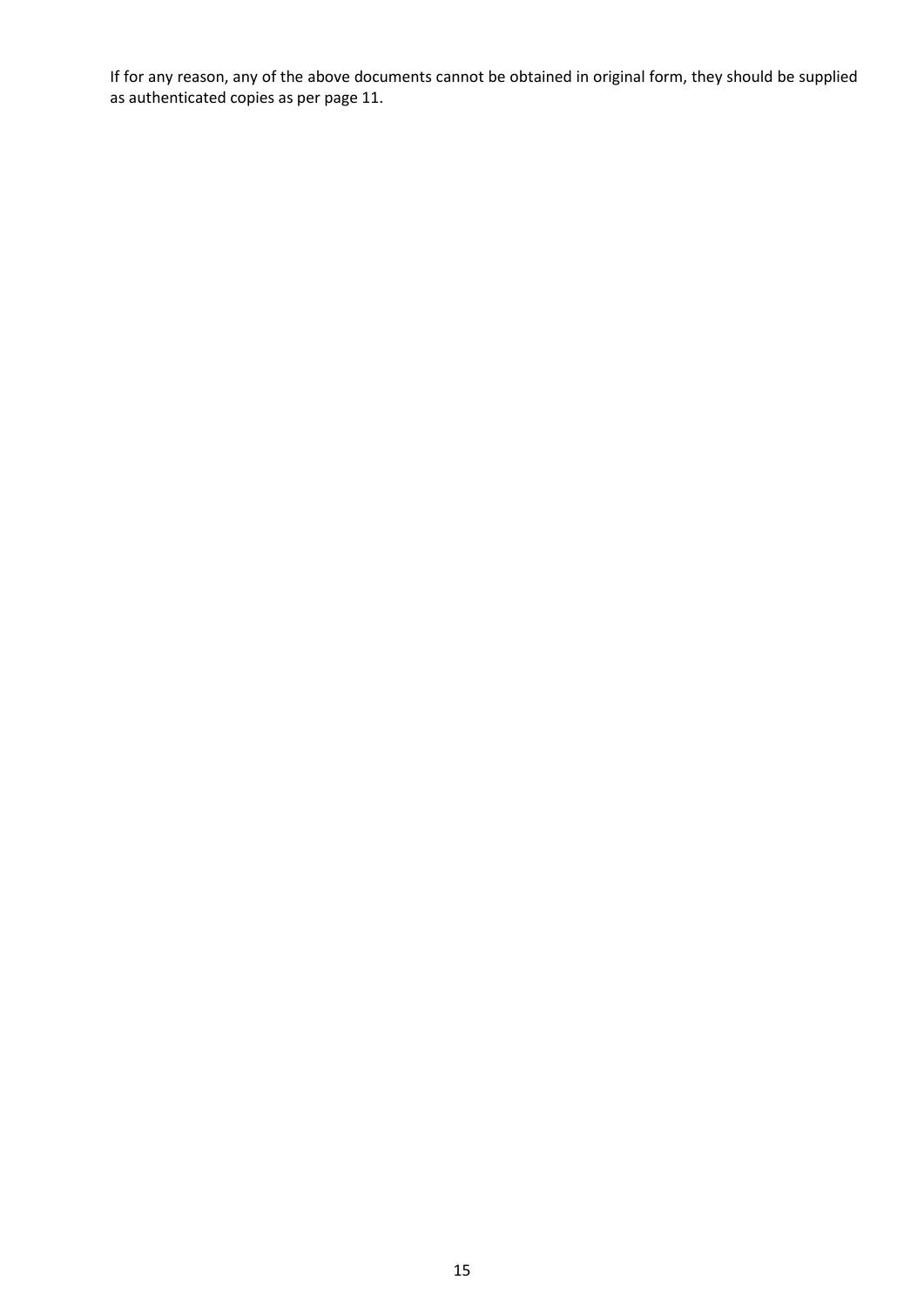If for any reason, any of the above documents cannot be obtained in original form, they should be supplied as authenticated copies as per page 11.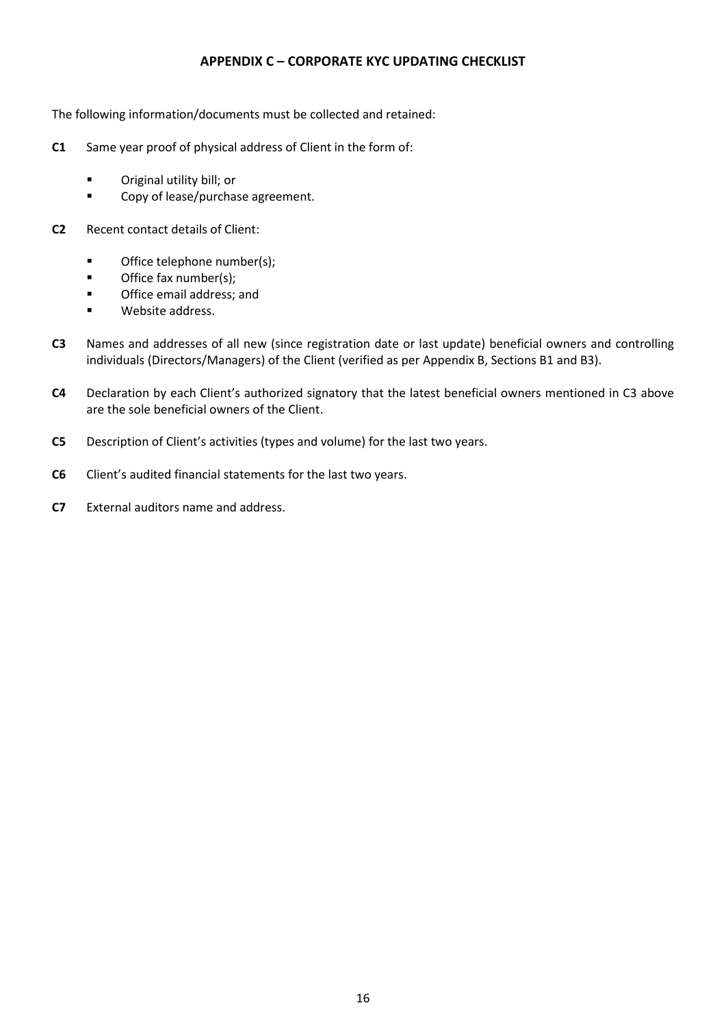## APPENDIX C – CORPORATE KYC UPDATING CHECKLIST

The following information/documents must be collected and retained:

**C1** Same year proof of physical address of Client in the form of:

- Original utility bill; or
- Copy of lease/purchase agreement.

**C2** Recent contact details of Client:

- Office telephone number(s);
- Office fax number(s);
- Office email address; and
- Website address.

**C3** Names and addresses of all new (since registration date or last update) beneficial owners and controlling individuals (Directors/Managers) of the Client (verified as per Appendix B, Sections B1 and B3).

**C4** Declaration by each Client's authorized signatory that the latest beneficial owners mentioned in C3 above are the sole beneficial owners of the Client.

**C5** Description of Client's activities (types and volume) for the last two years.

**C6** Client's audited financial statements for the last two years.

**C7** External auditors name and address.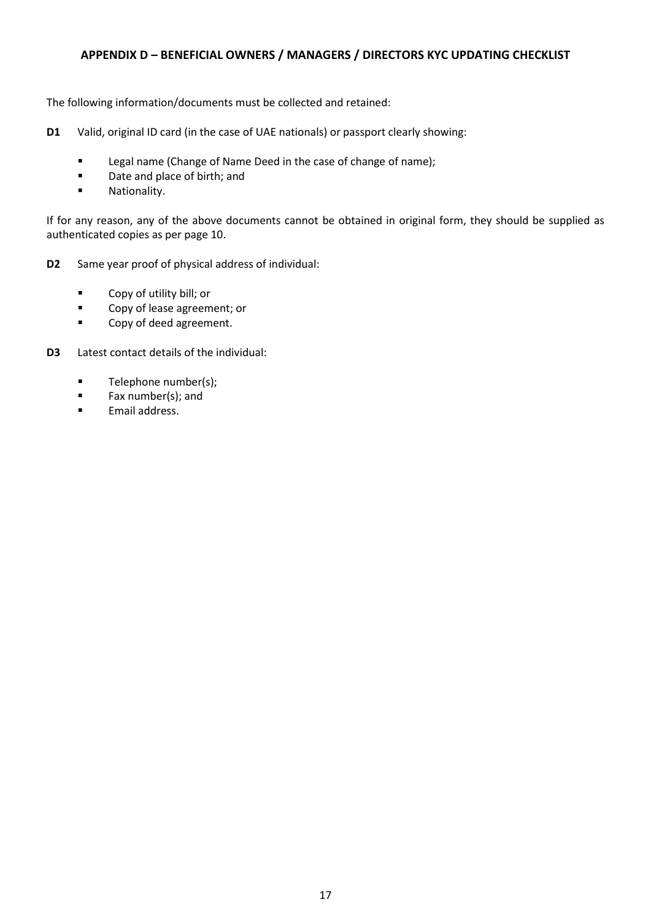## APPENDIX D – BENEFICIAL OWNERS / MANAGERS / DIRECTORS KYC UPDATING CHECKLIST

The following information/documents must be collected and retained:

**D1** Valid, original ID card (in the case of UAE nationals) or passport clearly showing:

- Legal name (Change of Name Deed in the case of change of name);
- Date and place of birth; and
- Nationality.

If for any reason, any of the above documents cannot be obtained in original form, they should be supplied as authenticated copies as per page 10.

**D2** Same year proof of physical address of individual:

- Copy of utility bill; or
- Copy of lease agreement; or
- Copy of deed agreement.

**D3** Latest contact details of the individual:

- Telephone number(s);
- Fax number(s); and
- Email address.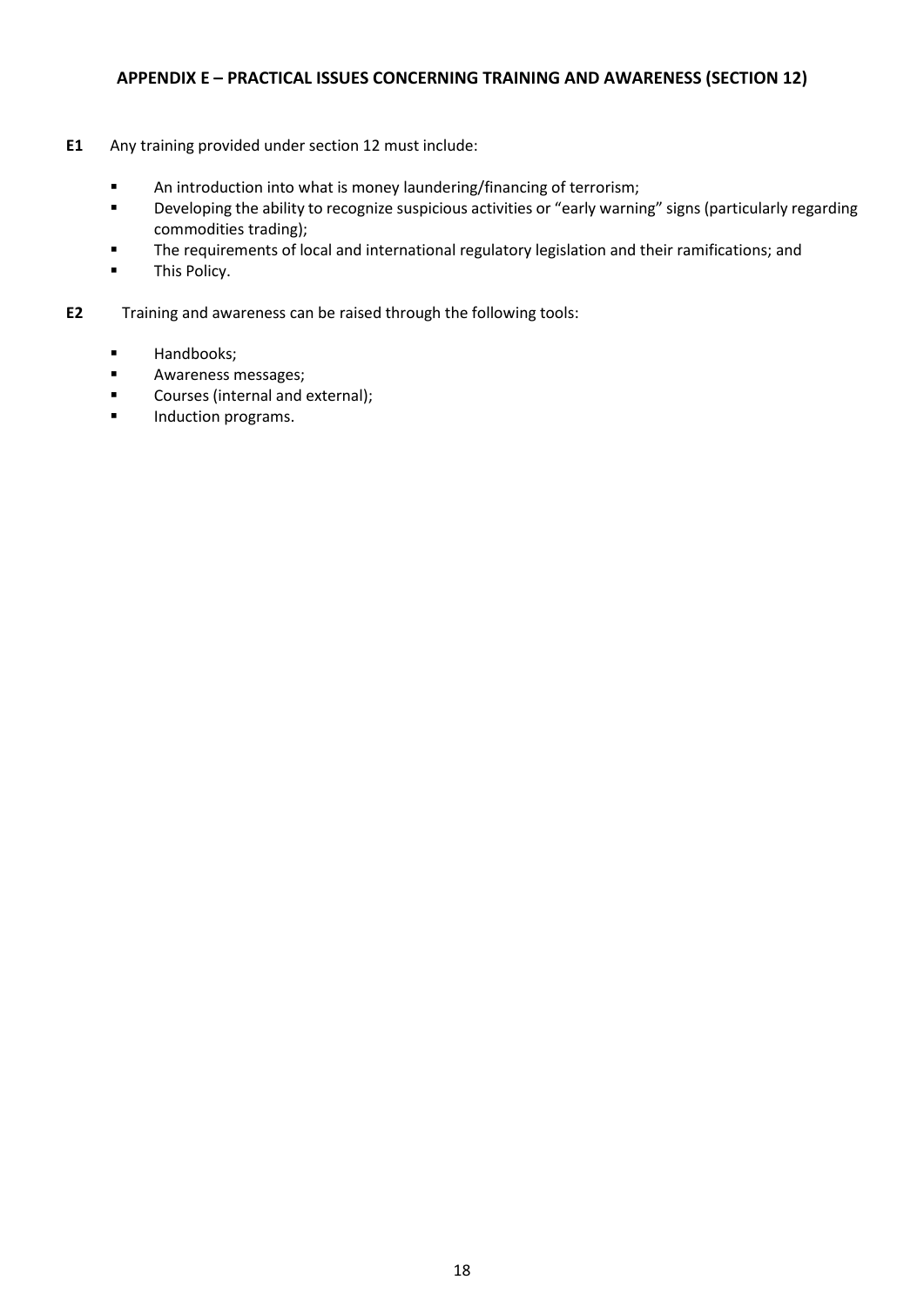## APPENDIX E – PRACTICAL ISSUES CONCERNING TRAINING AND AWARENESS (SECTION 12)

**E1** Any training provided under section 12 must include:

- An introduction into what is money laundering/financing of terrorism;
- Developing the ability to recognize suspicious activities or "early warning" signs (particularly regarding commodities trading);
- The requirements of local and international regulatory legislation and their ramifications; and
- This Policy.

**E2** Training and awareness can be raised through the following tools:

- Handbooks;
- Awareness messages;
- Courses (internal and external);
- Induction programs.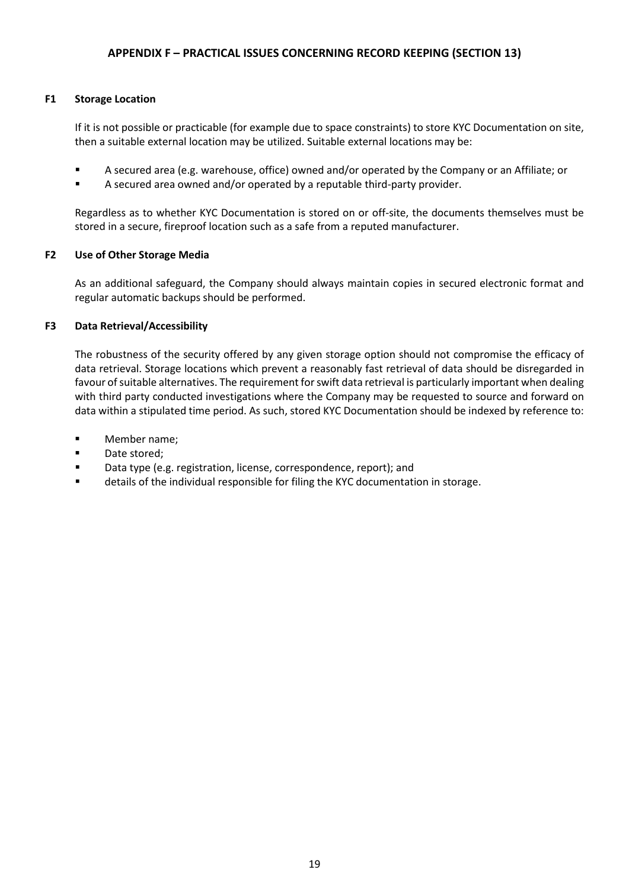## APPENDIX F – PRACTICAL ISSUES CONCERNING RECORD KEEPING (SECTION 13)

### F1 Storage Location

If it is not possible or practicable (for example due to space constraints) to store KYC Documentation on site, then a suitable external location may be utilized. Suitable external locations may be:

- A secured area (e.g. warehouse, office) owned and/or operated by the Company or an Affiliate; or
- A secured area owned and/or operated by a reputable third-party provider.

Regardless as to whether KYC Documentation is stored on or off-site, the documents themselves must be stored in a secure, fireproof location such as a safe from a reputed manufacturer.

### F2 Use of Other Storage Media

As an additional safeguard, the Company should always maintain copies in secured electronic format and regular automatic backups should be performed.

### F3 Data Retrieval/Accessibility

The robustness of the security offered by any given storage option should not compromise the efficacy of data retrieval. Storage locations which prevent a reasonably fast retrieval of data should be disregarded in favour of suitable alternatives. The requirement for swift data retrieval is particularly important when dealing with third party conducted investigations where the Company may be requested to source and forward on data within a stipulated time period. As such, stored KYC Documentation should be indexed by reference to:

- Member name;
- Date stored;
- Data type (e.g. registration, license, correspondence, report); and
- details of the individual responsible for filing the KYC documentation in storage.